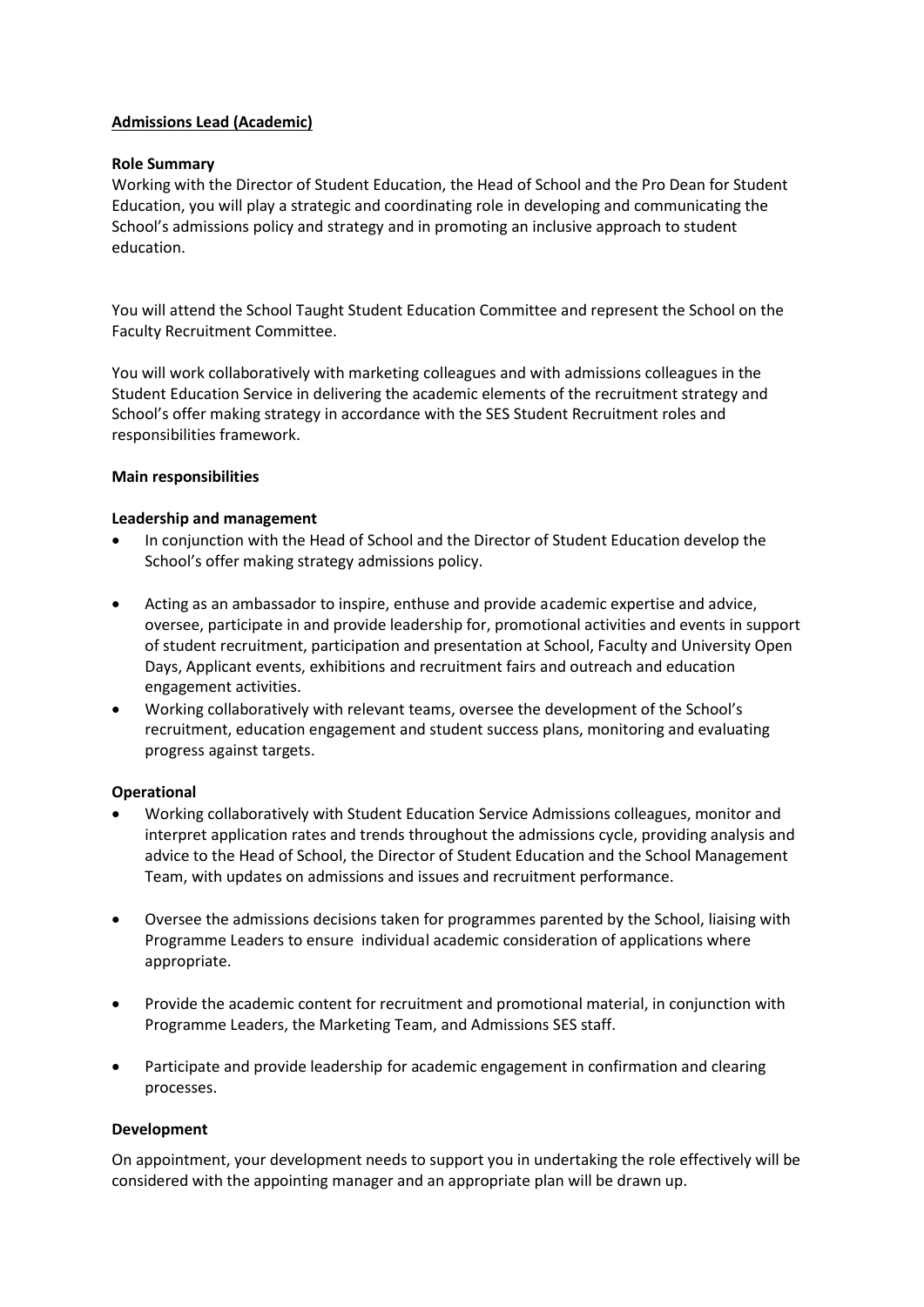**Admissions Lead (Academic)**

**Role Summary**

Working with the Director of Student Education, the Head of School and the Pro Dean for Student Education, you will play a strategic and coordinating role in developing and communicating the School's admissions policy and strategy and in promoting an inclusive approach to student education.

You will attend the School Taught Student Education Committee and represent the School on the Faculty Recruitment Committee.

You will work collaboratively with marketing colleagues and with admissions colleagues in the Student Education Service in delivering the academic elements of the recruitment strategy and School's offer making strategy in accordance with the SES Student Recruitment roles and responsibilities framework.

**Main responsibilities**

**Leadership and management**

- In conjunction with the Head of School and the Director of Student Education develop the School's offer making strategy admissions policy.
- Acting as an ambassador to inspire, enthuse and provide academic expertise and advice, oversee, participate in and provide leadership for, promotional activities and events in support of student recruitment, participation and presentation at School, Faculty and University Open Days, Applicant events, exhibitions and recruitment fairs and outreach and education engagement activities.
- Working collaboratively with relevant teams, oversee the development of the School's recruitment, education engagement and student success plans, monitoring and evaluating progress against targets.

**Operational**

- Working collaboratively with Student Education Service Admissions colleagues, monitor and interpret application rates and trends throughout the admissions cycle, providing analysis and advice to the Head of School, the Director of Student Education and the School Management Team, with updates on admissions and issues and recruitment performance.
- Oversee the admissions decisions taken for programmes parented by the School, liaising with Programme Leaders to ensure individual academic consideration of applications where appropriate.
- Provide the academic content for recruitment and promotional material, in conjunction with Programme Leaders, the Marketing Team, and Admissions SES staff.
- Participate and provide leadership for academic engagement in confirmation and clearing processes.

**Development**

On appointment, your development needs to support you in undertaking the role effectively will be considered with the appointing manager and an appropriate plan will be drawn up.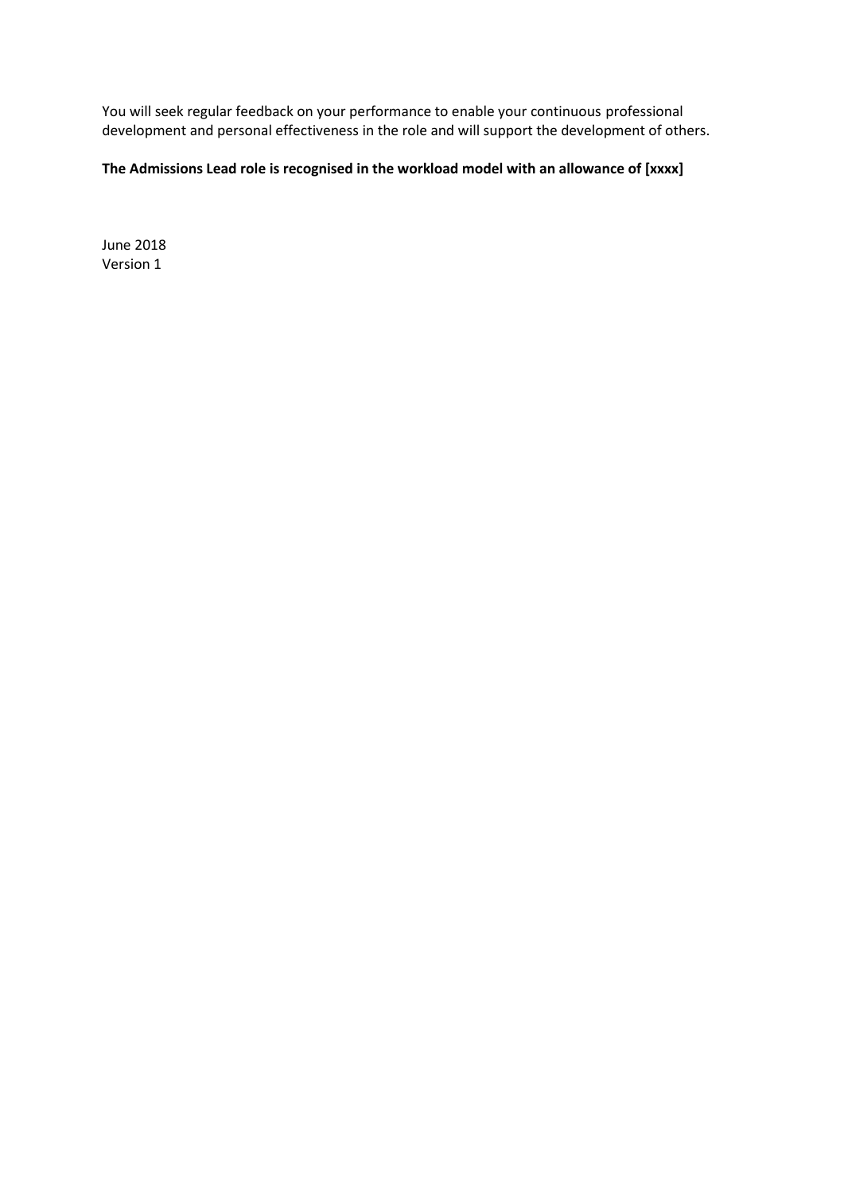You will seek regular feedback on your performance to enable your continuous professional development and personal effectiveness in the role and will support the development of others.

**The Admissions Lead role is recognised in the workload model with an allowance of [xxxx]**

June 2018
Version 1